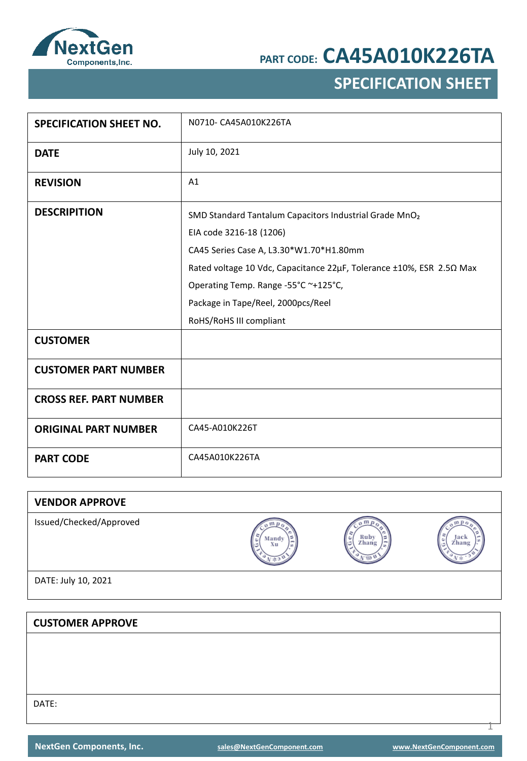NextGen Components,Inc.

# PART CODE: CA45A010K226TA

## SPECIFICATION SHEET

| | |
|---|---|
| **SPECIFICATION SHEET NO.** | N0710- CA45A010K226TA |
| **DATE** | July 10, 2021 |
| **REVISION** | A1 |
| **DESCRIPITION** | SMD Standard Tantalum Capacitors Industrial Grade $MnO_2$<br>EIA code 3216-18 (1206)<br>CA45 Series Case A, L3.30*W1.70*H1.80mm<br>Rated voltage 10 Vdc, Capacitance 22μF, Tolerance ±10%, ESR 2.5Ω Max<br>Operating Temp. Range -55°C ~+125°C,<br>Package in Tape/Reel, 2000pcs/Reel<br>RoHS/RoHS III compliant |
| **CUSTOMER** | |
| **CUSTOMER PART NUMBER** | |
| **CROSS REF. PART NUMBER** | |
| **ORIGINAL PART NUMBER** | CA45-A010K226T |
| **PART CODE** | CA45A010K226TA |

| **VENDOR APPROVE** | | | |
|---|---|---|---|
| Issued/Checked/Approved | Mandy Xu | Ruby Zhang | Jack Zhang |
| DATE: July 10, 2021 | | | |

| **CUSTOMER APPROVE** |
|---|
| |
| DATE: |

NextGen Components, Inc. sales@NextGenComponent.com www.NextGenComponent.com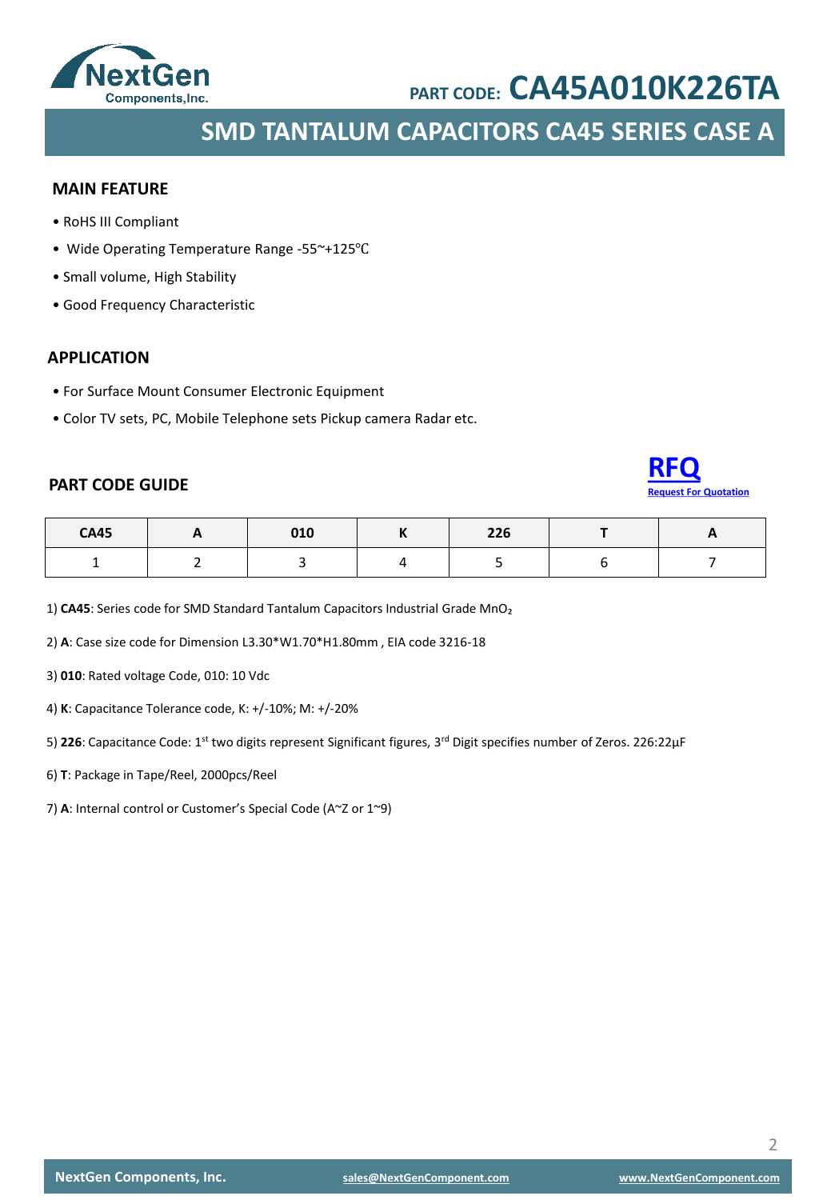PART CODE: **CA45A010K226TA**

# SMD TANTALUM CAPACITORS CA45 SERIES CASE A

## MAIN FEATURE

- RoHS III Compliant
- Wide Operating Temperature Range -55~+125℃
- Small volume, High Stability
- Good Frequency Characteristic

## APPLICATION

- For Surface Mount Consumer Electronic Equipment
- Color TV sets, PC, Mobile Telephone sets Pickup camera Radar etc.

## PART CODE GUIDE

**RFQ**
Request For Quotation

| CA45 | A | 010 | K | 226 | T | A |
|---|---|---|---|---|---|---|
| 1 | 2 | 3 | 4 | 5 | 6 | 7 |

1) **CA45**: Series code for SMD Standard Tantalum Capacitors Industrial Grade $MnO_2$

2) **A**: Case size code for Dimension L3.30*W1.70*H1.80mm , EIA code 3216-18

3) **010**: Rated voltage Code, 010: 10 Vdc

4) **K**: Capacitance Tolerance code, K: +/-10%; M: +/-20%

5) **226**: Capacitance Code: 1st two digits represent Significant figures, 3rd Digit specifies number of Zeros. 226:22µF

6) **T**: Package in Tape/Reel, 2000pcs/Reel

7) **A**: Internal control or Customer's Special Code (A~Z or 1~9)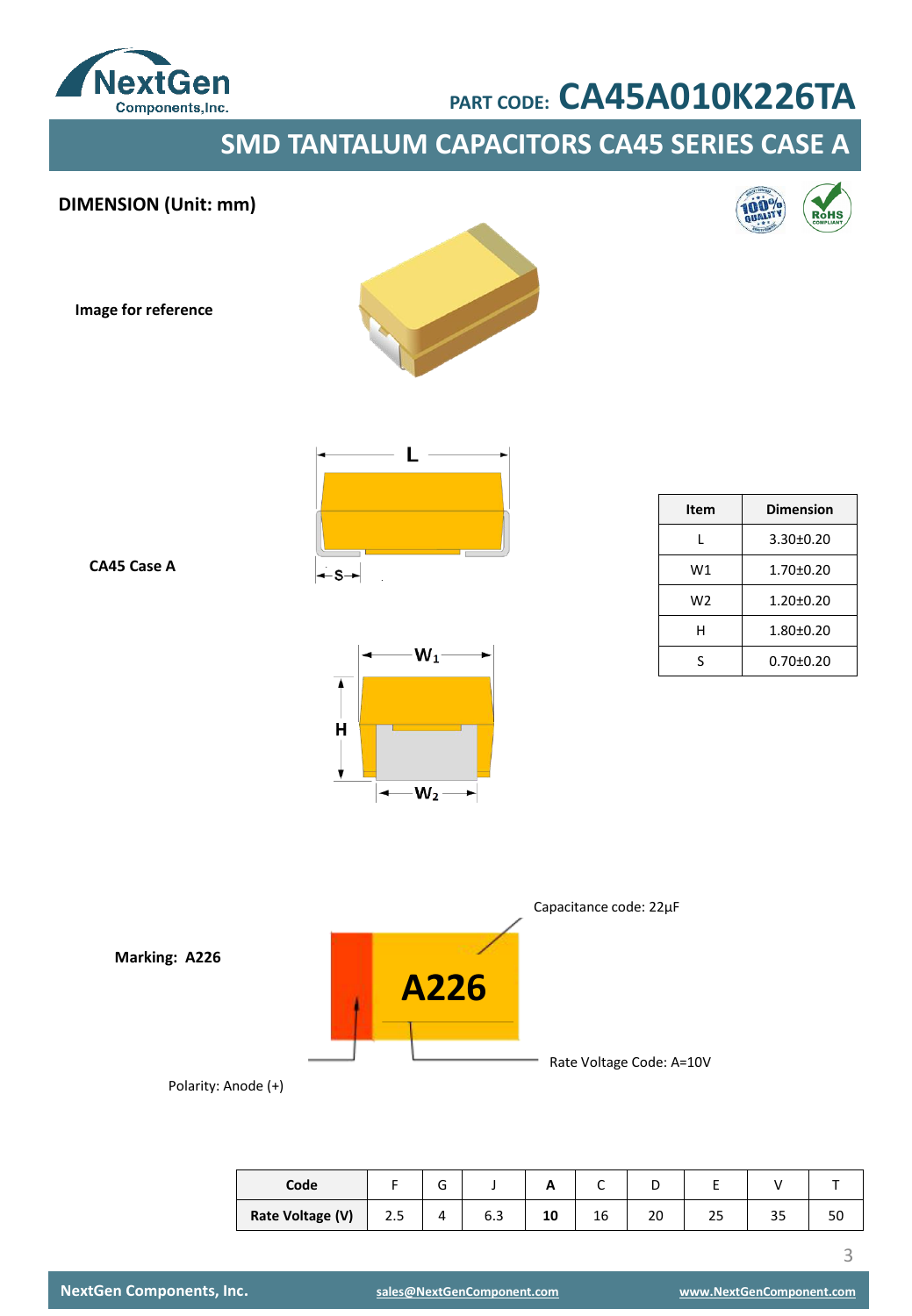PART CODE: **CA45A010K226TA**

# SMD TANTALUM CAPACITORS CA45 SERIES CASE A

## DIMENSION (Unit: mm)

**Image for reference**

**CA45 Case A**

| Item | Dimension |
|---|---|
| L | 3.30±0.20 |
| W1 | 1.70±0.20 |
| W2 | 1.20±0.20 |
| H | 1.80±0.20 |
| S | 0.70±0.20 |

**Marking: A226**

Capacitance code: 22µF

Rate Voltage Code: A=10V

Polarity: Anode (+)

| Code | F | G | J | **A** | C | D | E | V | T |
|---|---|---|---|---|---|---|---|---|---|
| **Rate Voltage (V)** | 2.5 | 4 | 6.3 | **10** | 16 | 20 | 25 | 35 | 50 |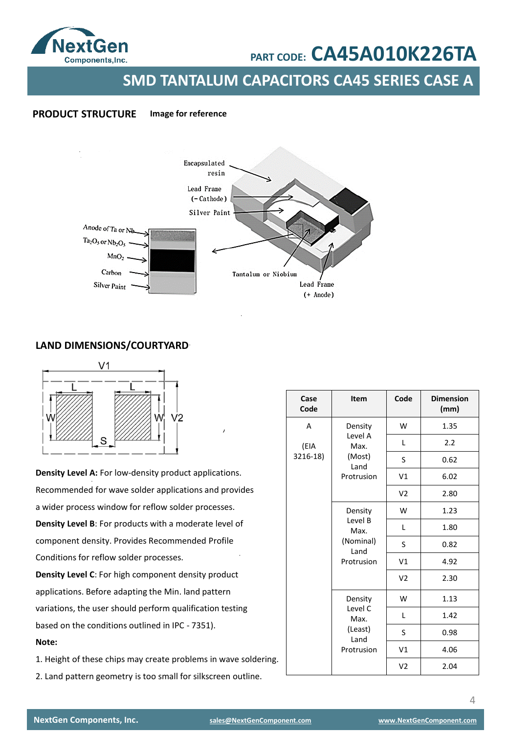PART CODE: **CA45A010K226TA**

# SMD TANTALUM CAPACITORS CA45 SERIES CASE A

## PRODUCT STRUCTURE

**Image for reference**

Encapsulated resin

Lead Frame (− Cathode)

Silver Paint

Anode of Ta or Nb

$Ta_2O_5$ or $Nb_2O_5$

$MnO_2$

Carbon

Silver Paint

Tantalum or Niobium

Lead Frame (+ Anode)

## LAND DIMENSIONS/COURTYARD

**Density Level A:** For low-density product applications. Recommended for wave solder applications and provides a wider process window for reflow solder processes.

**Density Level B**: For products with a moderate level of component density. Provides Recommended Profile Conditions for reflow solder processes.

**Density Level C**: For high component density product applications. Before adapting the Min. land pattern variations, the user should perform qualification testing based on the conditions outlined in IPC - 7351).

**Note:**

1. Height of these chips may create problems in wave soldering.
2. Land pattern geometry is too small for silkscreen outline.

| Case Code | Item | Code | Dimension (mm) |
|---|---|---|---|
| A (EIA 3216-18) | Density Level A Max. (Most) Land Protrusion | W | 1.35 |
| | | L | 2.2 |
| | | S | 0.62 |
| | | V1 | 6.02 |
| | | V2 | 2.80 |
| | Density Level B Max. (Nominal) Land Protrusion | W | 1.23 |
| | | L | 1.80 |
| | | S | 0.82 |
| | | V1 | 4.92 |
| | | V2 | 2.30 |
| | Density Level C Max. (Least) Land Protrusion | W | 1.13 |
| | | L | 1.42 |
| | | S | 0.98 |
| | | V1 | 4.06 |
| | | V2 | 2.04 |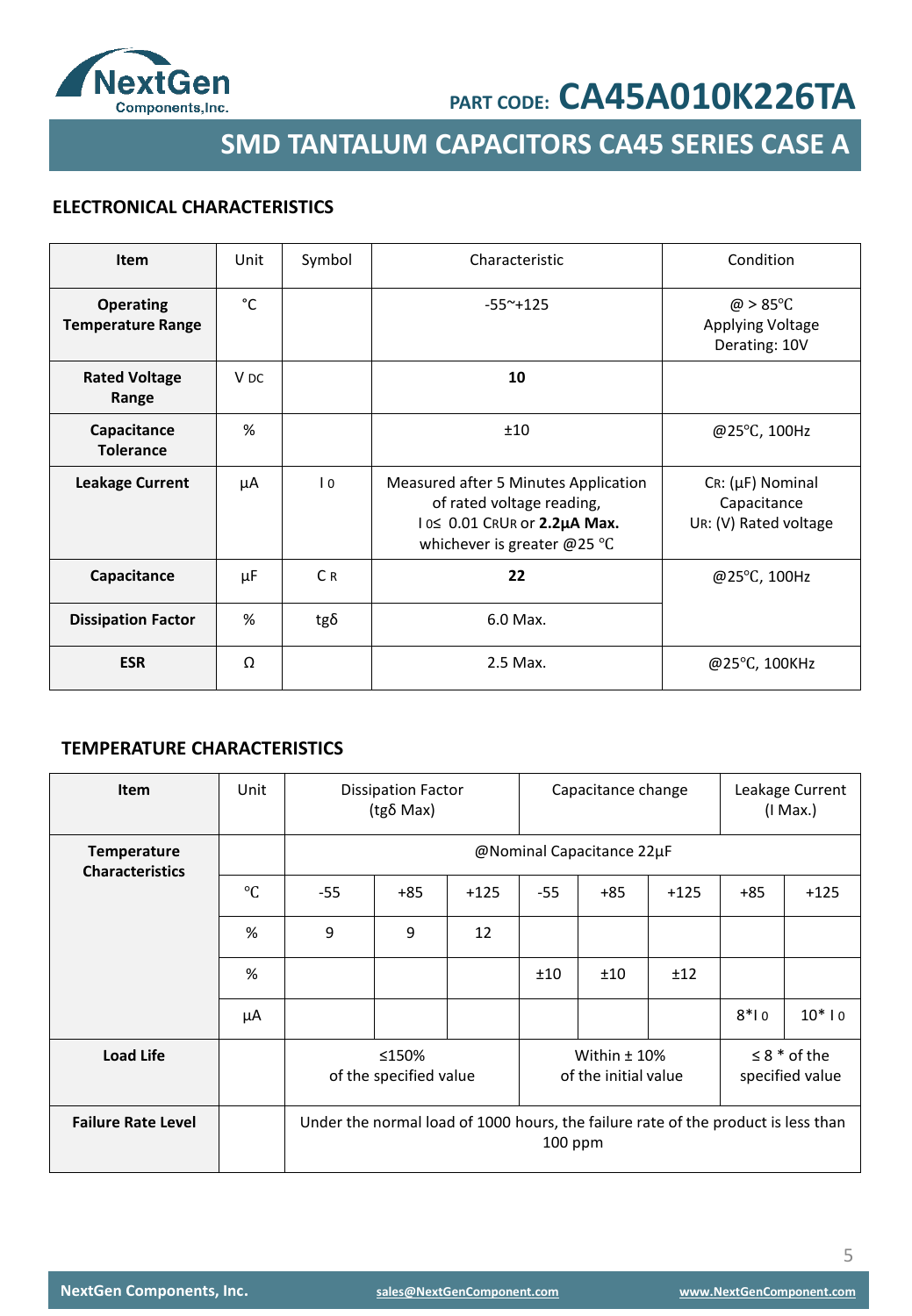PART CODE: **CA45A010K226TA**

# SMD TANTALUM CAPACITORS CA45 SERIES CASE A

## ELECTRONICAL CHARACTERISTICS

| **Item** | Unit | Symbol | Characteristic | Condition |
|---|---|---|---|---|
| **Operating Temperature Range** | ℃ | | -55~+125 | @ > 85℃ Applying Voltage Derating: 10V |
| **Rated Voltage Range** | V DC | | **10** | |
| **Capacitance Tolerance** | % | | ±10 | @25℃, 100Hz |
| **Leakage Current** | μA | $I_0$ | Measured after 5 Minutes Application of rated voltage reading, $I_0 \leq$ 0.01 $C_R U_R$ or **2.2μA Max.** whichever is greater @25 ℃ | $C_R$: (μF) Nominal Capacitance $U_R$: (V) Rated voltage |
| **Capacitance** | μF | $C_R$ | **22** | @25℃, 100Hz |
| **Dissipation Factor** | % | tgδ | 6.0 Max. | |
| **ESR** | Ω | | 2.5 Max. | @25℃, 100KHz |

## TEMPERATURE CHARACTERISTICS

| **Item** | Unit | Dissipation Factor (tgδ Max) | | | Capacitance change | | | Leakage Current (I Max.) | |
|---|---|---|---|---|---|---|---|---|---|
| **Temperature Characteristics** | | @Nominal Capacitance 22μF | | | | | | | |
| | ℃ | -55 | +85 | +125 | -55 | +85 | +125 | +85 | +125 |
| | % | 9 | 9 | 12 | | | | | |
| | % | | | | ±10 | ±10 | ±12 | | |
| | μA | | | | | | | 8*$I_0$ | 10* $I_0$ |
| **Load Life** | | ≤150% of the specified value | | | Within ± 10% of the initial value | | | ≤ 8 * of the specified value | |
| **Failure Rate Level** | | Under the normal load of 1000 hours, the failure rate of the product is less than 100 ppm | | | | | | | |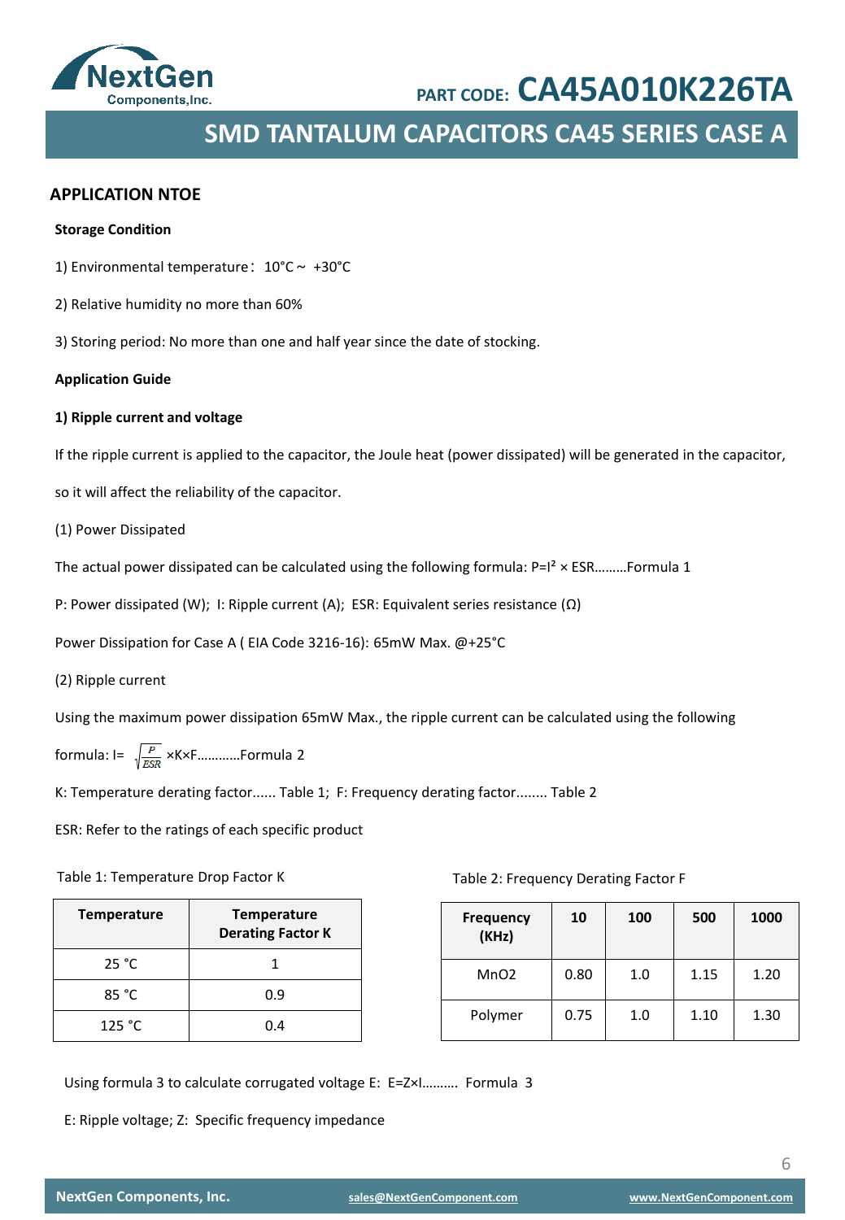# PART CODE: CA45A010K226TA

## SMD TANTALUM CAPACITORS CA45 SERIES CASE A

## APPLICATION NTOE

**Storage Condition**

1) Environmental temperature：10°C ~ +30°C

2) Relative humidity no more than 60%

3) Storing period: No more than one and half year since the date of stocking.

**Application Guide**

**1) Ripple current and voltage**

If the ripple current is applied to the capacitor, the Joule heat (power dissipated) will be generated in the capacitor, so it will affect the reliability of the capacitor.

(1) Power Dissipated

The actual power dissipated can be calculated using the following formula: $P=I^2 \times ESR$………Formula 1

P: Power dissipated (W); I: Ripple current (A); ESR: Equivalent series resistance (Ω)

Power Dissipation for Case A ( EIA Code 3216-16): 65mW Max. @+25°C

(2) Ripple current

Using the maximum power dissipation 65mW Max., the ripple current can be calculated using the following formula: $I= \sqrt{\frac{P}{ESR}} \times K \times F$…………Formula 2

K: Temperature derating factor...... Table 1; F: Frequency derating factor........ Table 2

ESR: Refer to the ratings of each specific product

Table 1: Temperature Drop Factor K

| Temperature | Temperature Derating Factor K |
|---|---|
| 25 °C | 1 |
| 85 °C | 0.9 |
| 125 °C | 0.4 |

Table 2: Frequency Derating Factor F

| Frequency (KHz) | 10 | 100 | 500 | 1000 |
|---|---|---|---|---|
| MnO2 | 0.80 | 1.0 | 1.15 | 1.20 |
| Polymer | 0.75 | 1.0 | 1.10 | 1.30 |

Using formula 3 to calculate corrugated voltage E: $E=Z \times I$………. Formula 3

E: Ripple voltage; Z: Specific frequency impedance

NextGen Components, Inc. sales@NextGenComponent.com www.NextGenComponent.com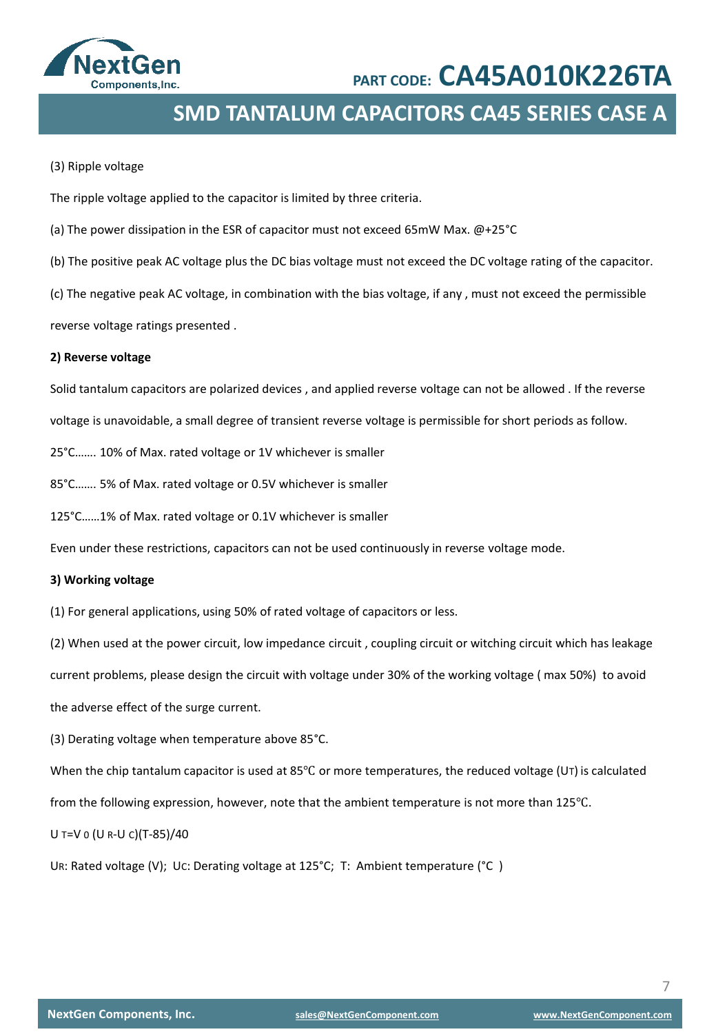(3) Ripple voltage

The ripple voltage applied to the capacitor is limited by three criteria.

(a) The power dissipation in the ESR of capacitor must not exceed 65mW Max. @+25°C

(b) The positive peak AC voltage plus the DC bias voltage must not exceed the DC voltage rating of the capacitor.

(c) The negative peak AC voltage, in combination with the bias voltage, if any , must not exceed the permissible reverse voltage ratings presented .

**2) Reverse voltage**

Solid tantalum capacitors are polarized devices , and applied reverse voltage can not be allowed . If the reverse voltage is unavoidable, a small degree of transient reverse voltage is permissible for short periods as follow.

25°C……. 10% of Max. rated voltage or 1V whichever is smaller

85°C……. 5% of Max. rated voltage or 0.5V whichever is smaller

125°C……1% of Max. rated voltage or 0.1V whichever is smaller

Even under these restrictions, capacitors can not be used continuously in reverse voltage mode.

**3) Working voltage**

(1) For general applications, using 50% of rated voltage of capacitors or less.

(2) When used at the power circuit, low impedance circuit , coupling circuit or witching circuit which has leakage current problems, please design the circuit with voltage under 30% of the working voltage ( max 50%) to avoid the adverse effect of the surge current.

(3) Derating voltage when temperature above 85°C.

When the chip tantalum capacitor is used at 85℃ or more temperatures, the reduced voltage ($U_T$) is calculated from the following expression, however, note that the ambient temperature is not more than 125℃.

$U_T = V_0 (U_R - U_C)(T-85)/40$

$U_R$: Rated voltage (V); $U_C$: Derating voltage at 125°C; T: Ambient temperature (°C )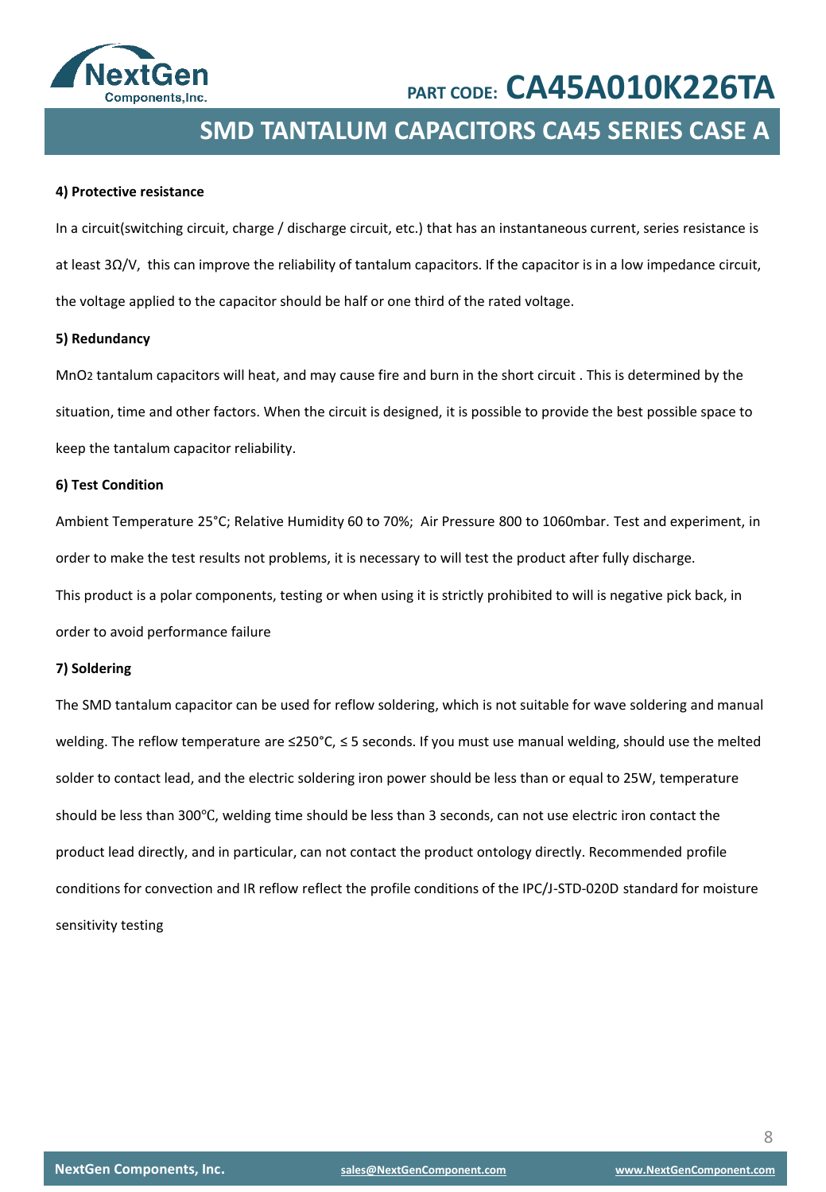#### 4) Protective resistance

In a circuit(switching circuit, charge / discharge circuit, etc.) that has an instantaneous current, series resistance is at least 3Ω/V, this can improve the reliability of tantalum capacitors. If the capacitor is in a low impedance circuit, the voltage applied to the capacitor should be half or one third of the rated voltage.

#### 5) Redundancy

$MnO_2$ tantalum capacitors will heat, and may cause fire and burn in the short circuit . This is determined by the situation, time and other factors. When the circuit is designed, it is possible to provide the best possible space to keep the tantalum capacitor reliability.

#### 6) Test Condition

Ambient Temperature 25°C; Relative Humidity 60 to 70%; Air Pressure 800 to 1060mbar. Test and experiment, in order to make the test results not problems, it is necessary to will test the product after fully discharge.

This product is a polar components, testing or when using it is strictly prohibited to will is negative pick back, in order to avoid performance failure

#### 7) Soldering

The SMD tantalum capacitor can be used for reflow soldering, which is not suitable for wave soldering and manual welding. The reflow temperature are ≤250°C, ≤ 5 seconds. If you must use manual welding, should use the melted solder to contact lead, and the electric soldering iron power should be less than or equal to 25W, temperature should be less than 300℃, welding time should be less than 3 seconds, can not use electric iron contact the product lead directly, and in particular, can not contact the product ontology directly. Recommended profile conditions for convection and IR reflow reflect the profile conditions of the IPC/J-STD-020D standard for moisture sensitivity testing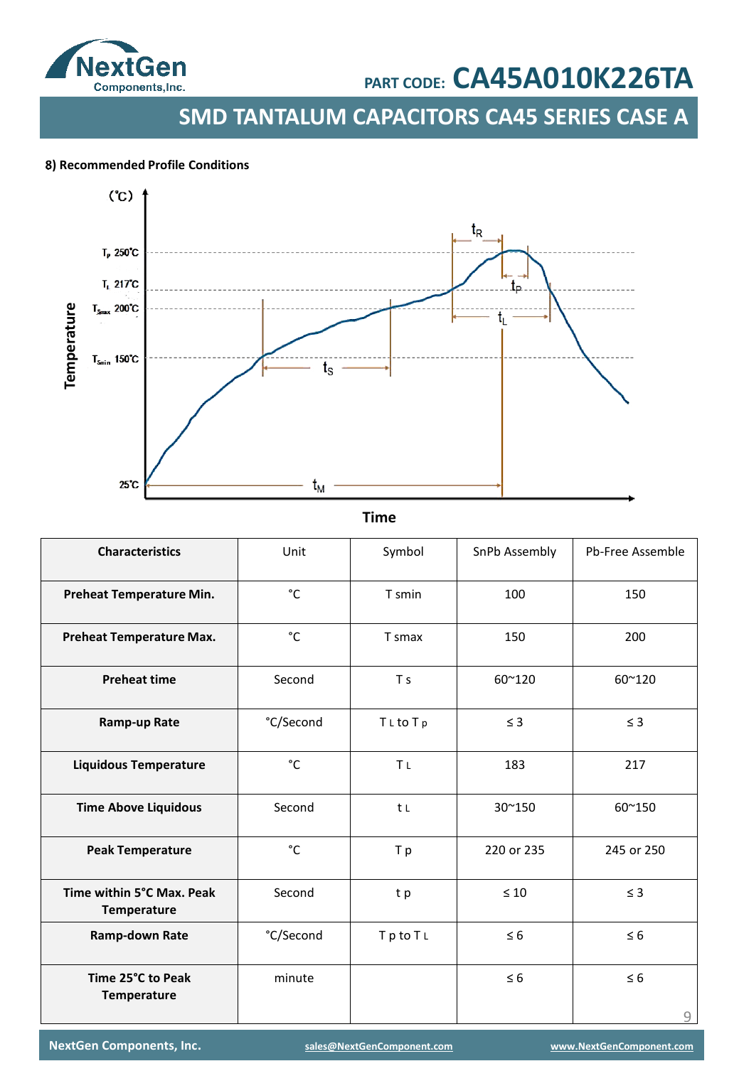#### 8) Recommended Profile Conditions

| Characteristics | Unit | Symbol | SnPb Assembly | Pb-Free Assemble |
|---|---|---|---|---|
| **Preheat Temperature Min.** | °C | T smin | 100 | 150 |
| **Preheat Temperature Max.** | °C | T smax | 150 | 200 |
| **Preheat time** | Second | T s | 60~120 | 60~120 |
| **Ramp-up Rate** | °C/Second | $T_L$ to $T_p$ | ≤ 3 | ≤ 3 |
| **Liquidous Temperature** | °C | $T_L$ | 183 | 217 |
| **Time Above Liquidous** | Second | $t_L$ | 30~150 | 60~150 |
| **Peak Temperature** | °C | T p | 220 or 235 | 245 or 250 |
| **Time within 5°C Max. Peak Temperature** | Second | t p | ≤ 10 | ≤ 3 |
| **Ramp-down Rate** | °C/Second | $T_p$ to $T_L$ | ≤ 6 | ≤ 6 |
| **Time 25°C to Peak Temperature** | minute | | ≤ 6 | ≤ 6 |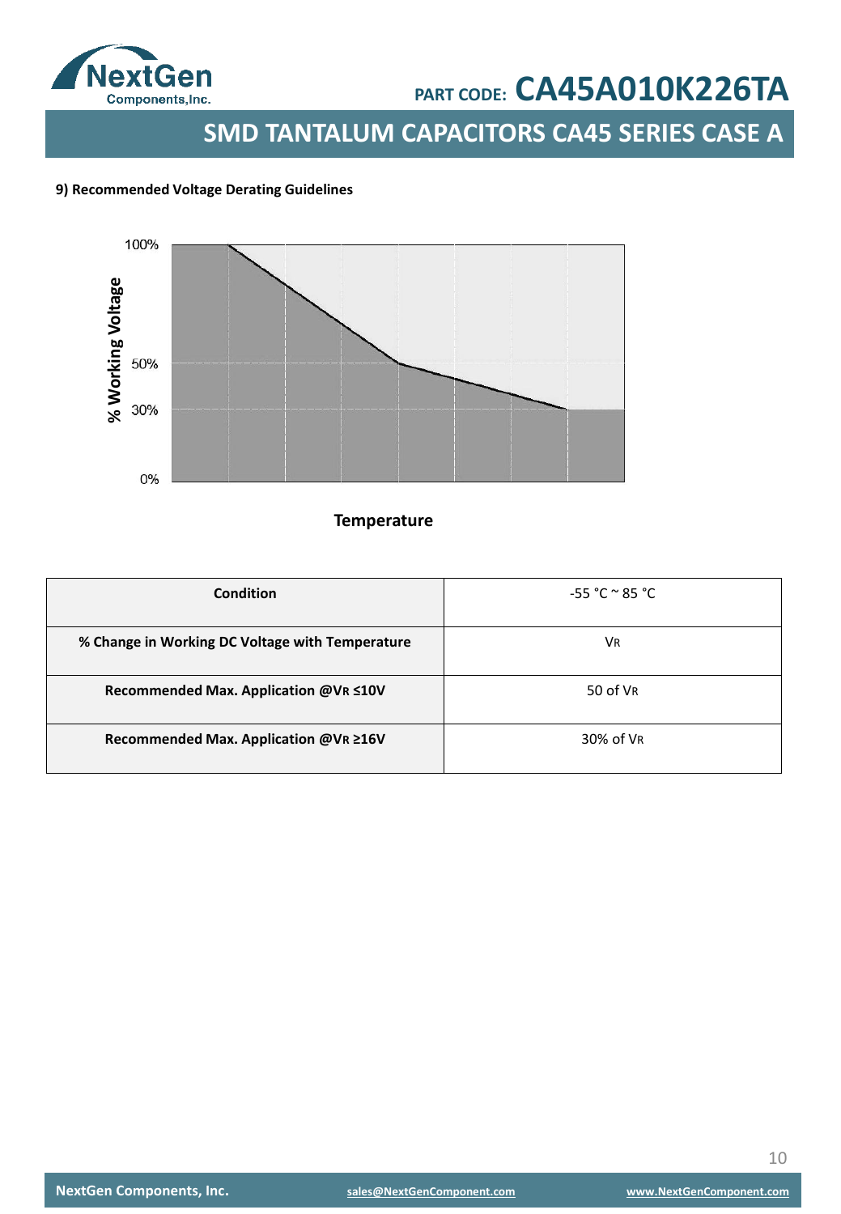### 9) Recommended Voltage Derating Guidelines

% Working Voltage

100%

50%

30%

0%

**Temperature**

| **Condition** | -55 °C ~ 85 °C |
|---|---|
| **% Change in Working DC Voltage with Temperature** | $V_R$ |
| **Recommended Max. Application @$V_R$ ≤10V** | 50 of $V_R$ |
| **Recommended Max. Application @$V_R$ ≥16V** | 30% of $V_R$ |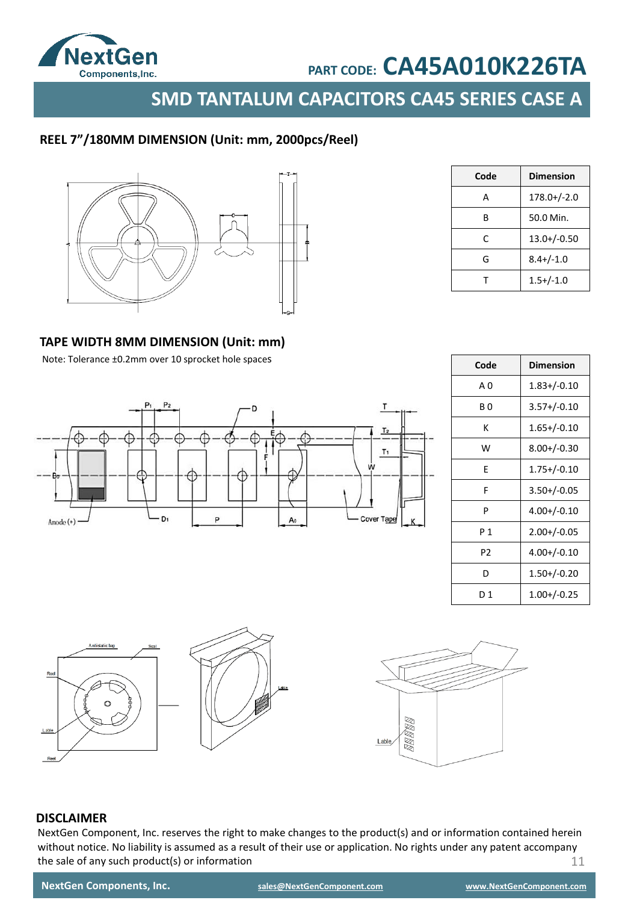PART CODE: CA45A010K226TA

## SMD TANTALUM CAPACITORS CA45 SERIES CASE A

### REEL 7"/180MM DIMENSION (Unit: mm, 2000pcs/Reel)

| Code | Dimension |
|---|---|
| A | 178.0+/-2.0 |
| B | 50.0 Min. |
| C | 13.0+/-0.50 |
| G | 8.4+/-1.0 |
| T | 1.5+/-1.0 |

### TAPE WIDTH 8MM DIMENSION (Unit: mm)

Note: Tolerance ±0.2mm over 10 sprocket hole spaces

| Code | Dimension |
|---|---|
| A 0 | 1.83+/-0.10 |
| B 0 | 3.57+/-0.10 |
| K | 1.65+/-0.10 |
| W | 8.00+/-0.30 |
| E | 1.75+/-0.10 |
| F | 3.50+/-0.05 |
| P | 4.00+/-0.10 |
| P 1 | 2.00+/-0.05 |
| P2 | 4.00+/-0.10 |
| D | 1.50+/-0.20 |
| D 1 | 1.00+/-0.25 |

### DISCLAIMER

NextGen Component, Inc. reserves the right to make changes to the product(s) and or information contained herein without notice. No liability is assumed as a result of their use or application. No rights under any patent accompany the sale of any such product(s) or information